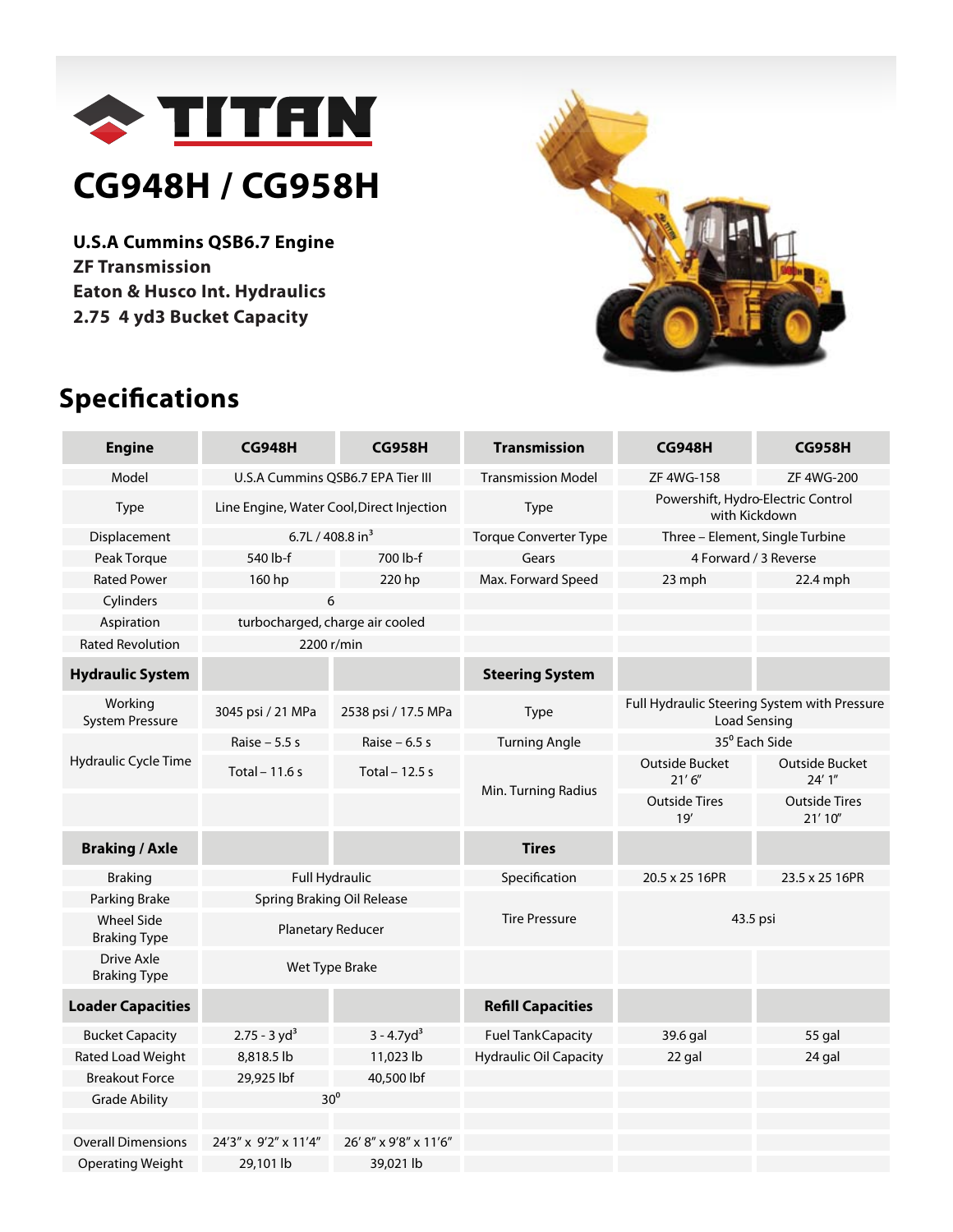# TITAN

# CG948H / CG958H

**U.S.A Cummins QSB6.7 Engine**
**ZF Transmission**
**Eaton & Husco Int. Hydraulics**
**2.75 4 yd3 Bucket Capacity**

## Specifications

| Engine | CG948H | CG958H | Transmission | CG948H | CG958H |
|---|---|---|---|---|---|
| Model | U.S.A Cummins QSB6.7 EPA Tier III | | Transmission Model | ZF 4WG-158 | ZF 4WG-200 |
| Type | Line Engine, Water Cool, Direct Injection | | Type | Powershift, Hydro-Electric Control with Kickdown | |
| Displacement | 6.7L / 408.8 in$^3$ | | Torque Converter Type | Three – Element, Single Turbine | |
| Peak Torque | 540 lb-f | 700 lb-f | Gears | 4 Forward / 3 Reverse | |
| Rated Power | 160 hp | 220 hp | Max. Forward Speed | 23 mph | 22.4 mph |
| Cylinders | 6 | | | | |
| Aspiration | turbocharged, charge air cooled | | | | |
| Rated Revolution | 2200 r/min | | | | |
| **Hydraulic System** | | | **Steering System** | | |
| Working System Pressure | 3045 psi / 21 MPa | 2538 psi / 17.5 MPa | Type | Full Hydraulic Steering System with Pressure Load Sensing | |
| Hydraulic Cycle Time | Raise – 5.5 s | Raise – 6.5 s | Turning Angle | 35$^0$ Each Side | |
| | Total – 11.6 s | Total – 12.5 s | Min. Turning Radius | Outside Bucket 21′ 6″ | Outside Bucket 24′ 1″ |
| | | | | Outside Tires 19′ | Outside Tires 21′ 10″ |
| **Braking / Axle** | | | **Tires** | | |
| Braking | Full Hydraulic | | Specification | 20.5 x 25 16PR | 23.5 x 25 16PR |
| Parking Brake | Spring Braking Oil Release | | Tire Pressure | 43.5 psi | |
| Wheel Side Braking Type | Planetary Reducer | | | | |
| Drive Axle Braking Type | Wet Type Brake | | | | |
| **Loader Capacities** | | | **Refill Capacities** | | |
| Bucket Capacity | 2.75 - 3 yd$^3$ | 3 - 4.7yd$^3$ | Fuel TankCapacity | 39.6 gal | 55 gal |
| Rated Load Weight | 8,818.5 lb | 11,023 lb | Hydraulic Oil Capacity | 22 gal | 24 gal |
| Breakout Force | 29,925 lbf | 40,500 lbf | | | |
| Grade Ability | 30$^0$ | | | | |
| | | | | | |
| Overall Dimensions | 24′3″ x 9′2″ x 11′4″ | 26′ 8″ x 9′8″ x 11′6″ | | | |
| Operating Weight | 29,101 lb | 39,021 lb | | | |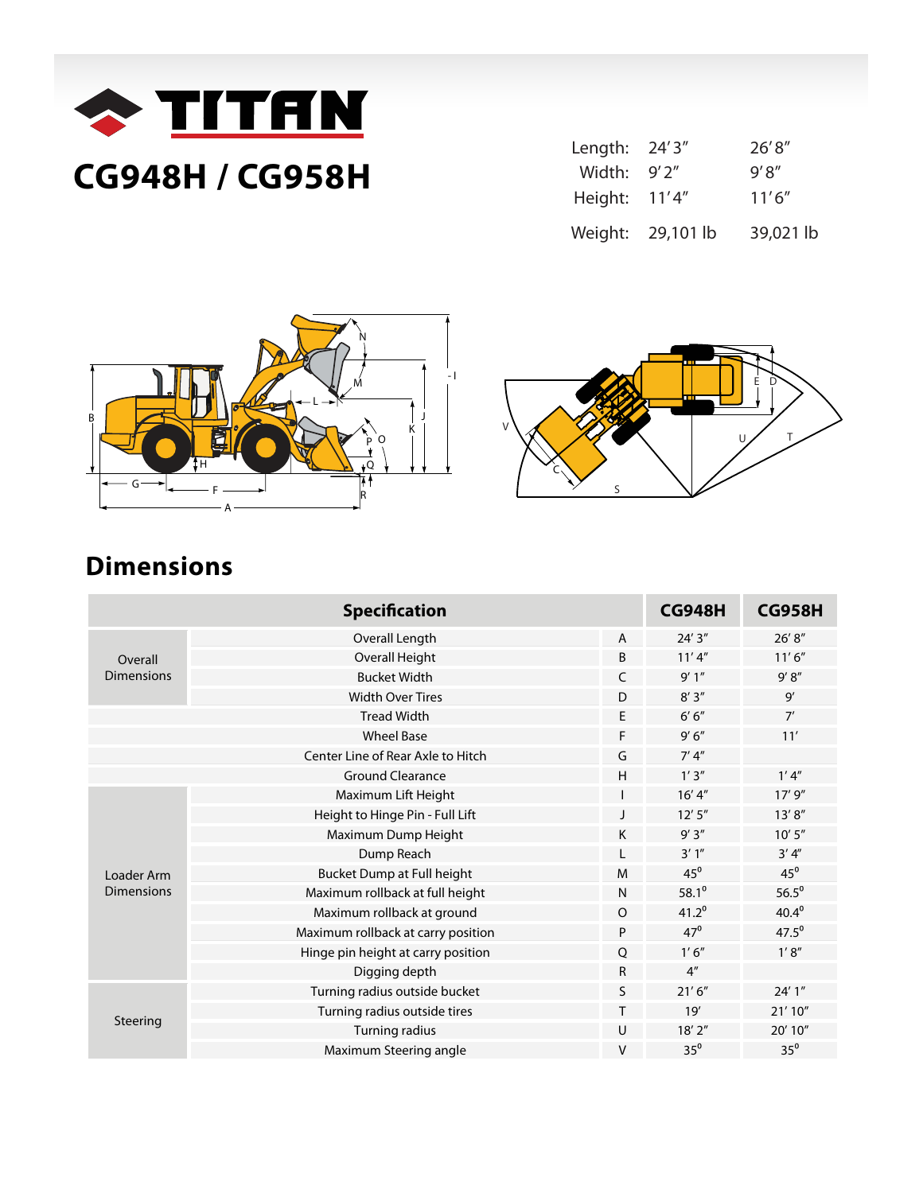# TITAN

## CG948H / CG958H

| | | |
|---|---|---|
| Length: | 24′3″ | 26′8″ |
| Width: | 9′2″ | 9′8″ |
| Height: | 11′4″ | 11′6″ |
| Weight: | 29,101 lb | 39,021 lb |

## Dimensions

| Specification | | | CG948H | CG958H |
|---|---|---|---|---|
| Overall Dimensions | Overall Length | A | 24′ 3″ | 26′ 8″ |
| | Overall Height | B | 11′ 4″ | 11′ 6″ |
| | Bucket Width | C | 9′ 1″ | 9′ 8″ |
| | Width Over Tires | D | 8′ 3″ | 9′ |
| | Tread Width | E | 6′ 6″ | 7′ |
| | Wheel Base | F | 9′ 6″ | 11′ |
| | Center Line of Rear Axle to Hitch | G | 7′ 4″ | |
| | Ground Clearance | H | 1′ 3″ | 1′ 4″ |
| Loader Arm Dimensions | Maximum Lift Height | I | 16′ 4″ | 17′ 9″ |
| | Height to Hinge Pin - Full Lift | J | 12′ 5″ | 13′ 8″ |
| | Maximum Dump Height | K | 9′ 3″ | 10′ 5″ |
| | Dump Reach | L | 3′ 1″ | 3′ 4″ |
| | Bucket Dump at Full height | M | $45^0$ | $45^0$ |
| | Maximum rollback at full height | N | $58.1^0$ | $56.5^0$ |
| | Maximum rollback at ground | O | $41.2^0$ | $40.4^0$ |
| | Maximum rollback at carry position | P | $47^0$ | $47.5^0$ |
| | Hinge pin height at carry position | Q | 1′ 6″ | 1′ 8″ |
| | Digging depth | R | 4″ | |
| Steering | Turning radius outside bucket | S | 21′ 6″ | 24′ 1″ |
| | Turning radius outside tires | T | 19′ | 21′ 10″ |
| | Turning radius | U | 18′ 2″ | 20′ 10″ |
| | Maximum Steering angle | V | $35^0$ | $35^0$ |